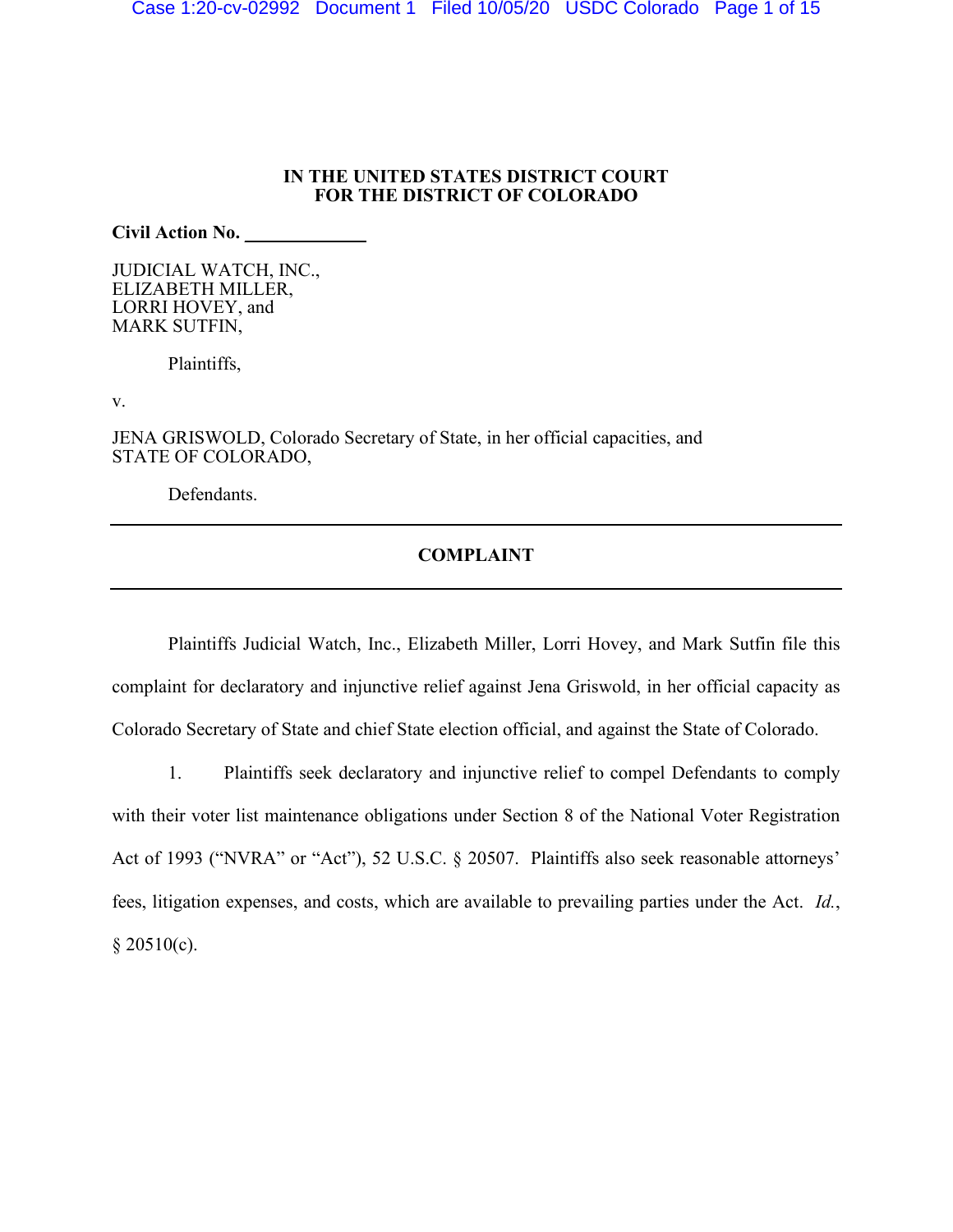**IN THE UNITED STATES DISTRICT COURT**
**FOR THE DISTRICT OF COLORADO**

**Civil Action No. \_\_\_\_\_\_\_\_\_\_\_\_\_**

JUDICIAL WATCH, INC.,
ELIZABETH MILLER,
LORRI HOVEY, and
MARK SUTFIN,

Plaintiffs,

v.

JENA GRISWOLD, Colorado Secretary of State, in her official capacities, and
STATE OF COLORADO,

Defendants.

---

**COMPLAINT**

---

Plaintiffs Judicial Watch, Inc., Elizabeth Miller, Lorri Hovey, and Mark Sutfin file this complaint for declaratory and injunctive relief against Jena Griswold, in her official capacity as Colorado Secretary of State and chief State election official, and against the State of Colorado.

1. Plaintiffs seek declaratory and injunctive relief to compel Defendants to comply with their voter list maintenance obligations under Section 8 of the National Voter Registration Act of 1993 ("NVRA" or "Act"), 52 U.S.C. § 20507. Plaintiffs also seek reasonable attorneys' fees, litigation expenses, and costs, which are available to prevailing parties under the Act. *Id.*, § 20510(c).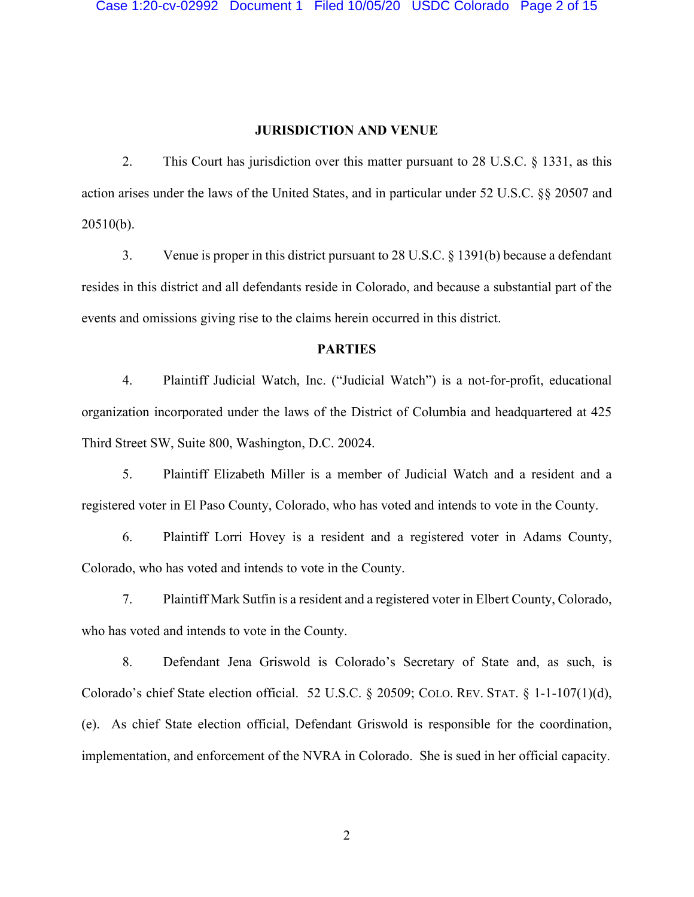## JURISDICTION AND VENUE

2. This Court has jurisdiction over this matter pursuant to 28 U.S.C. § 1331, as this action arises under the laws of the United States, and in particular under 52 U.S.C. §§ 20507 and 20510(b).

3. Venue is proper in this district pursuant to 28 U.S.C. § 1391(b) because a defendant resides in this district and all defendants reside in Colorado, and because a substantial part of the events and omissions giving rise to the claims herein occurred in this district.

## PARTIES

4. Plaintiff Judicial Watch, Inc. ("Judicial Watch") is a not-for-profit, educational organization incorporated under the laws of the District of Columbia and headquartered at 425 Third Street SW, Suite 800, Washington, D.C. 20024.

5. Plaintiff Elizabeth Miller is a member of Judicial Watch and a resident and a registered voter in El Paso County, Colorado, who has voted and intends to vote in the County.

6. Plaintiff Lorri Hovey is a resident and a registered voter in Adams County, Colorado, who has voted and intends to vote in the County.

7. Plaintiff Mark Sutfin is a resident and a registered voter in Elbert County, Colorado, who has voted and intends to vote in the County.

8. Defendant Jena Griswold is Colorado's Secretary of State and, as such, is Colorado's chief State election official. 52 U.S.C. § 20509; COLO. REV. STAT. § 1-1-107(1)(d), (e). As chief State election official, Defendant Griswold is responsible for the coordination, implementation, and enforcement of the NVRA in Colorado. She is sued in her official capacity.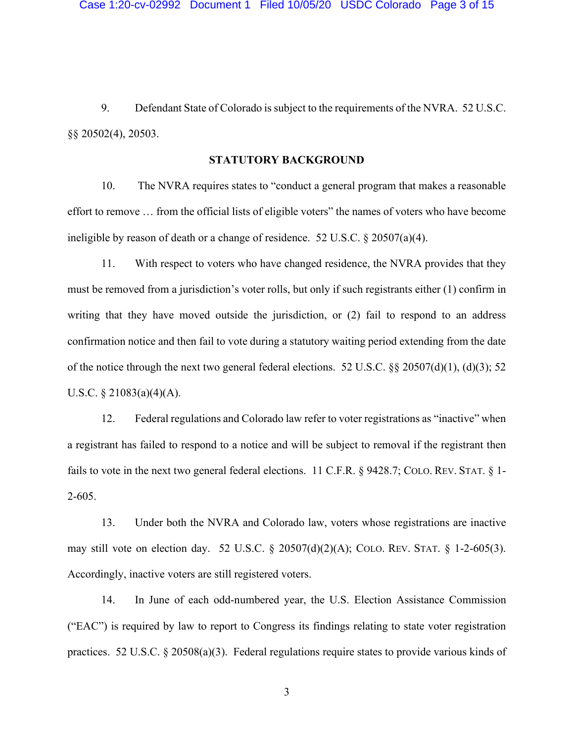9. Defendant State of Colorado is subject to the requirements of the NVRA. 52 U.S.C. §§ 20502(4), 20503.

## STATUTORY BACKGROUND

10. The NVRA requires states to "conduct a general program that makes a reasonable effort to remove … from the official lists of eligible voters" the names of voters who have become ineligible by reason of death or a change of residence. 52 U.S.C. § 20507(a)(4).

11. With respect to voters who have changed residence, the NVRA provides that they must be removed from a jurisdiction's voter rolls, but only if such registrants either (1) confirm in writing that they have moved outside the jurisdiction, or (2) fail to respond to an address confirmation notice and then fail to vote during a statutory waiting period extending from the date of the notice through the next two general federal elections. 52 U.S.C. §§ 20507(d)(1), (d)(3); 52 U.S.C. § 21083(a)(4)(A).

12. Federal regulations and Colorado law refer to voter registrations as "inactive" when a registrant has failed to respond to a notice and will be subject to removal if the registrant then fails to vote in the next two general federal elections. 11 C.F.R. § 9428.7; COLO. REV. STAT. § 1-2-605.

13. Under both the NVRA and Colorado law, voters whose registrations are inactive may still vote on election day. 52 U.S.C. § 20507(d)(2)(A); COLO. REV. STAT. § 1-2-605(3). Accordingly, inactive voters are still registered voters.

14. In June of each odd-numbered year, the U.S. Election Assistance Commission ("EAC") is required by law to report to Congress its findings relating to state voter registration practices. 52 U.S.C. § 20508(a)(3). Federal regulations require states to provide various kinds of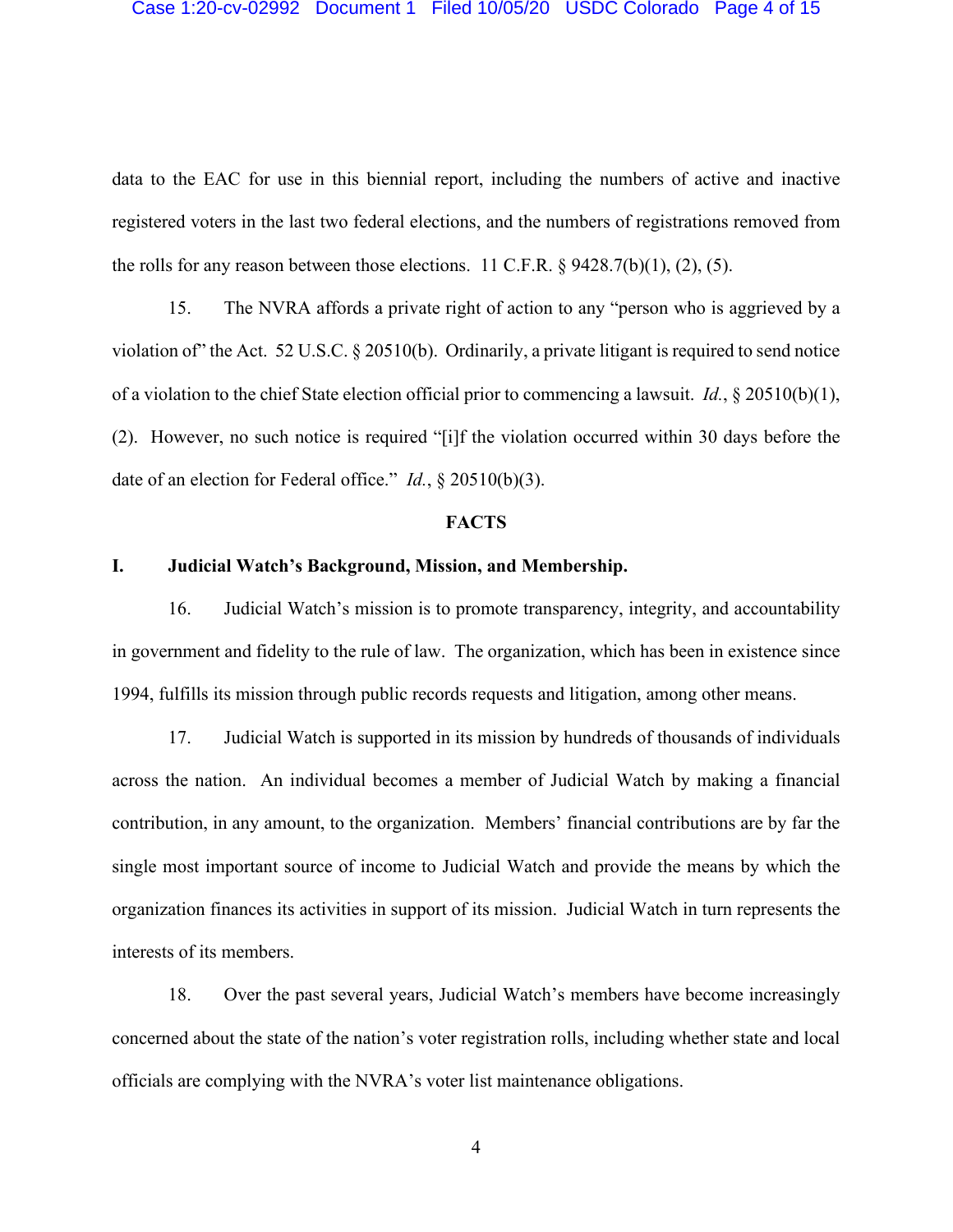data to the EAC for use in this biennial report, including the numbers of active and inactive registered voters in the last two federal elections, and the numbers of registrations removed from the rolls for any reason between those elections. 11 C.F.R. § 9428.7(b)(1), (2), (5).

15. The NVRA affords a private right of action to any "person who is aggrieved by a violation of" the Act. 52 U.S.C. § 20510(b). Ordinarily, a private litigant is required to send notice of a violation to the chief State election official prior to commencing a lawsuit. *Id.*, § 20510(b)(1), (2). However, no such notice is required "[i]f the violation occurred within 30 days before the date of an election for Federal office." *Id.*, § 20510(b)(3).

## FACTS

### I. Judicial Watch's Background, Mission, and Membership.

16. Judicial Watch's mission is to promote transparency, integrity, and accountability in government and fidelity to the rule of law. The organization, which has been in existence since 1994, fulfills its mission through public records requests and litigation, among other means.

17. Judicial Watch is supported in its mission by hundreds of thousands of individuals across the nation. An individual becomes a member of Judicial Watch by making a financial contribution, in any amount, to the organization. Members' financial contributions are by far the single most important source of income to Judicial Watch and provide the means by which the organization finances its activities in support of its mission. Judicial Watch in turn represents the interests of its members.

18. Over the past several years, Judicial Watch's members have become increasingly concerned about the state of the nation's voter registration rolls, including whether state and local officials are complying with the NVRA's voter list maintenance obligations.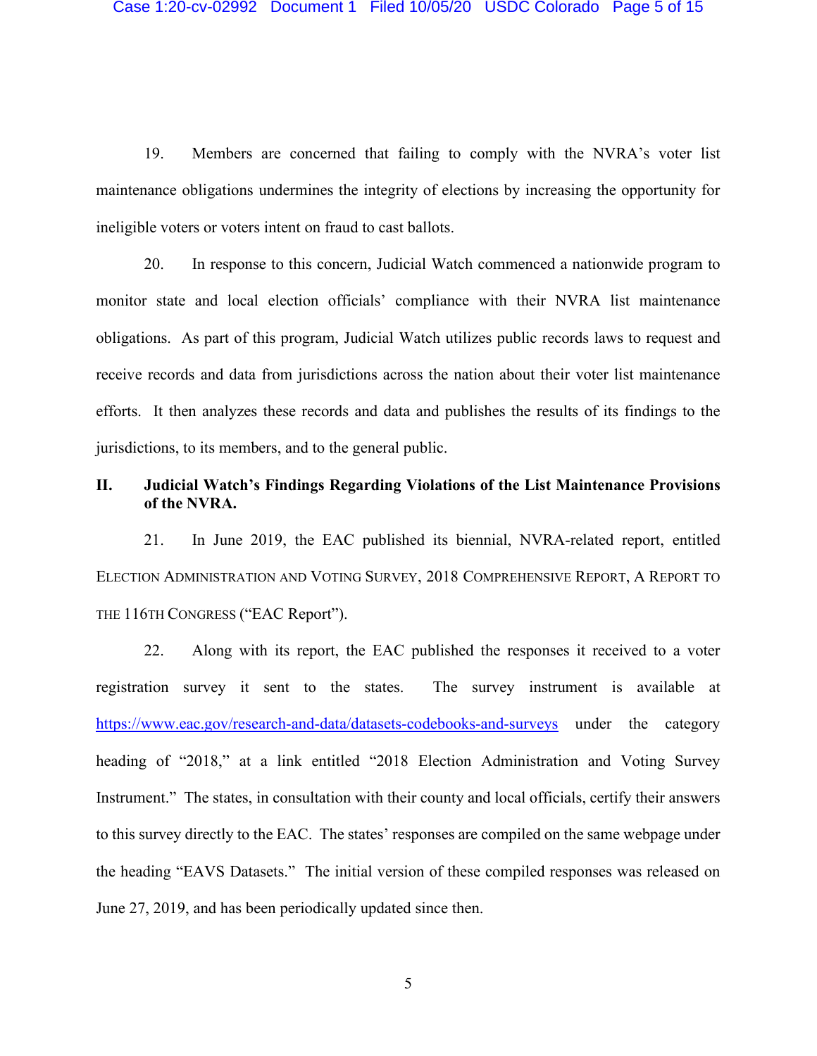19. Members are concerned that failing to comply with the NVRA's voter list maintenance obligations undermines the integrity of elections by increasing the opportunity for ineligible voters or voters intent on fraud to cast ballots.

20. In response to this concern, Judicial Watch commenced a nationwide program to monitor state and local election officials' compliance with their NVRA list maintenance obligations. As part of this program, Judicial Watch utilizes public records laws to request and receive records and data from jurisdictions across the nation about their voter list maintenance efforts. It then analyzes these records and data and publishes the results of its findings to the jurisdictions, to its members, and to the general public.

## II. Judicial Watch's Findings Regarding Violations of the List Maintenance Provisions of the NVRA.

21. In June 2019, the EAC published its biennial, NVRA-related report, entitled ELECTION ADMINISTRATION AND VOTING SURVEY, 2018 COMPREHENSIVE REPORT, A REPORT TO THE 116TH CONGRESS ("EAC Report").

22. Along with its report, the EAC published the responses it received to a voter registration survey it sent to the states. The survey instrument is available at https://www.eac.gov/research-and-data/datasets-codebooks-and-surveys under the category heading of "2018," at a link entitled "2018 Election Administration and Voting Survey Instrument." The states, in consultation with their county and local officials, certify their answers to this survey directly to the EAC. The states' responses are compiled on the same webpage under the heading "EAVS Datasets." The initial version of these compiled responses was released on June 27, 2019, and has been periodically updated since then.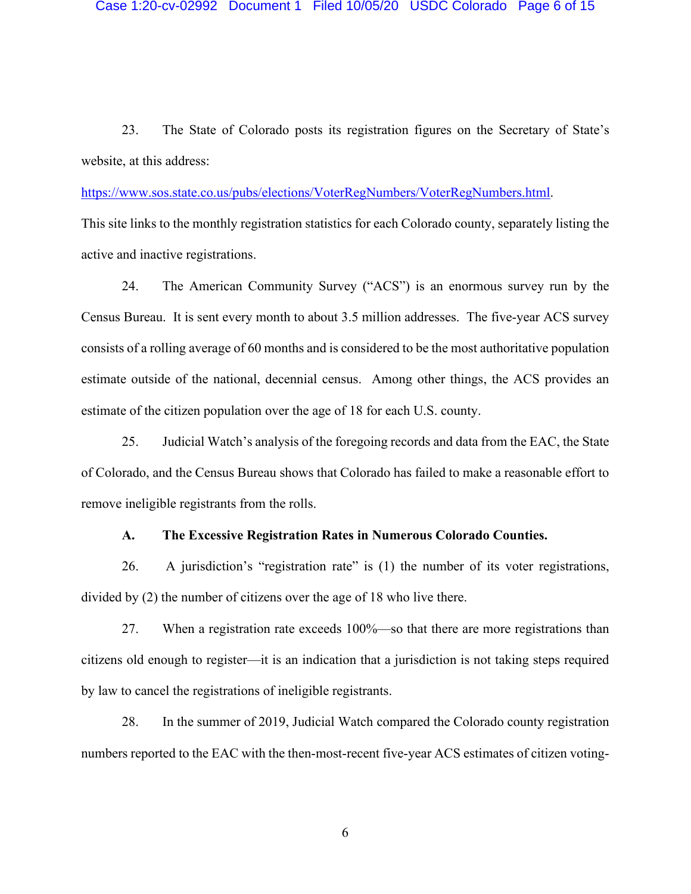23. The State of Colorado posts its registration figures on the Secretary of State's website, at this address:

https://www.sos.state.co.us/pubs/elections/VoterRegNumbers/VoterRegNumbers.html.

This site links to the monthly registration statistics for each Colorado county, separately listing the active and inactive registrations.

24. The American Community Survey ("ACS") is an enormous survey run by the Census Bureau. It is sent every month to about 3.5 million addresses. The five-year ACS survey consists of a rolling average of 60 months and is considered to be the most authoritative population estimate outside of the national, decennial census. Among other things, the ACS provides an estimate of the citizen population over the age of 18 for each U.S. county.

25. Judicial Watch's analysis of the foregoing records and data from the EAC, the State of Colorado, and the Census Bureau shows that Colorado has failed to make a reasonable effort to remove ineligible registrants from the rolls.

### A. The Excessive Registration Rates in Numerous Colorado Counties.

26. A jurisdiction's "registration rate" is (1) the number of its voter registrations, divided by (2) the number of citizens over the age of 18 who live there.

27. When a registration rate exceeds 100%—so that there are more registrations than citizens old enough to register—it is an indication that a jurisdiction is not taking steps required by law to cancel the registrations of ineligible registrants.

28. In the summer of 2019, Judicial Watch compared the Colorado county registration numbers reported to the EAC with the then-most-recent five-year ACS estimates of citizen voting-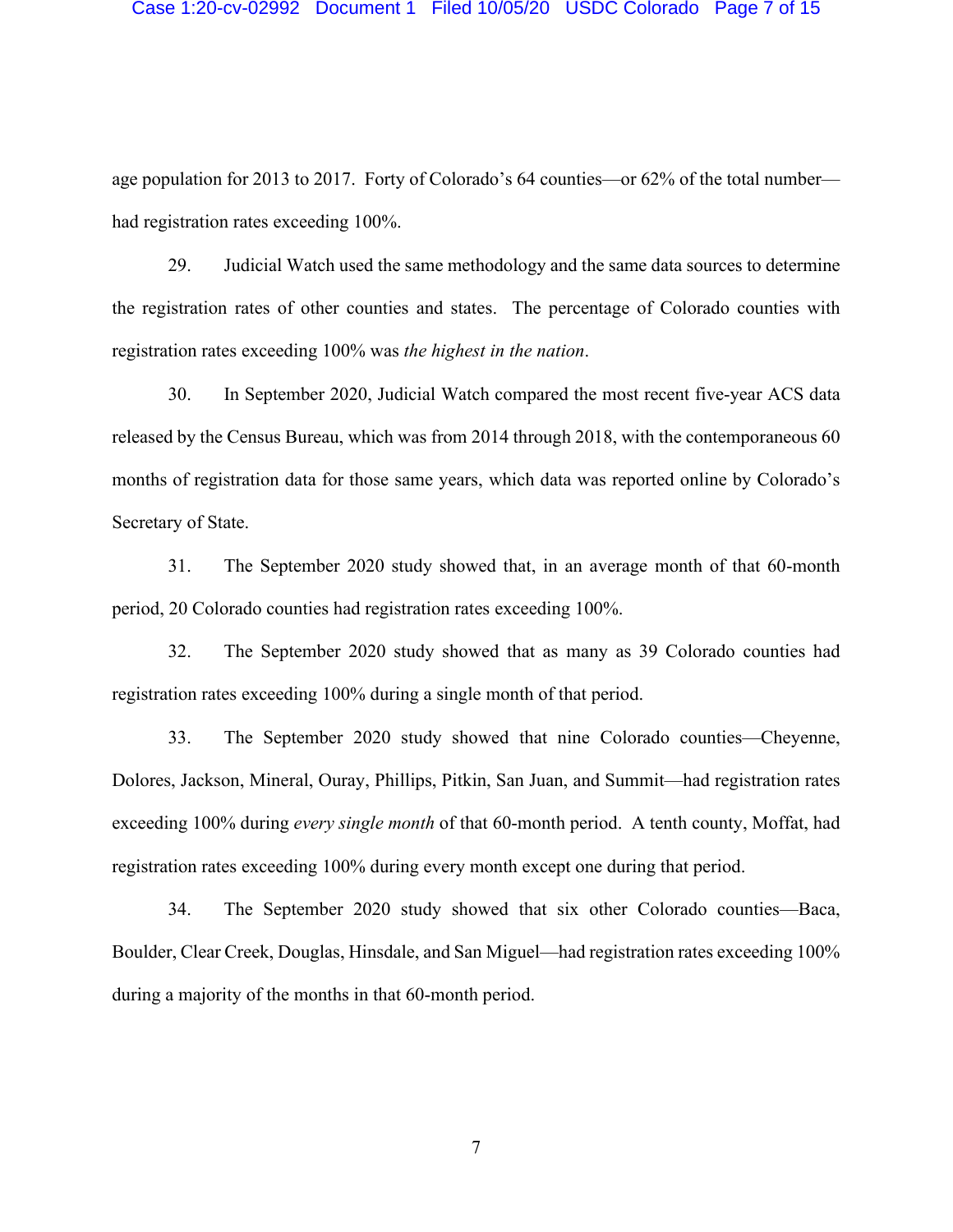age population for 2013 to 2017. Forty of Colorado's 64 counties—or 62% of the total number—had registration rates exceeding 100%.

29. Judicial Watch used the same methodology and the same data sources to determine the registration rates of other counties and states. The percentage of Colorado counties with registration rates exceeding 100% was *the highest in the nation*.

30. In September 2020, Judicial Watch compared the most recent five-year ACS data released by the Census Bureau, which was from 2014 through 2018, with the contemporaneous 60 months of registration data for those same years, which data was reported online by Colorado's Secretary of State.

31. The September 2020 study showed that, in an average month of that 60-month period, 20 Colorado counties had registration rates exceeding 100%.

32. The September 2020 study showed that as many as 39 Colorado counties had registration rates exceeding 100% during a single month of that period.

33. The September 2020 study showed that nine Colorado counties—Cheyenne, Dolores, Jackson, Mineral, Ouray, Phillips, Pitkin, San Juan, and Summit—had registration rates exceeding 100% during *every single month* of that 60-month period. A tenth county, Moffat, had registration rates exceeding 100% during every month except one during that period.

34. The September 2020 study showed that six other Colorado counties—Baca, Boulder, Clear Creek, Douglas, Hinsdale, and San Miguel—had registration rates exceeding 100% during a majority of the months in that 60-month period.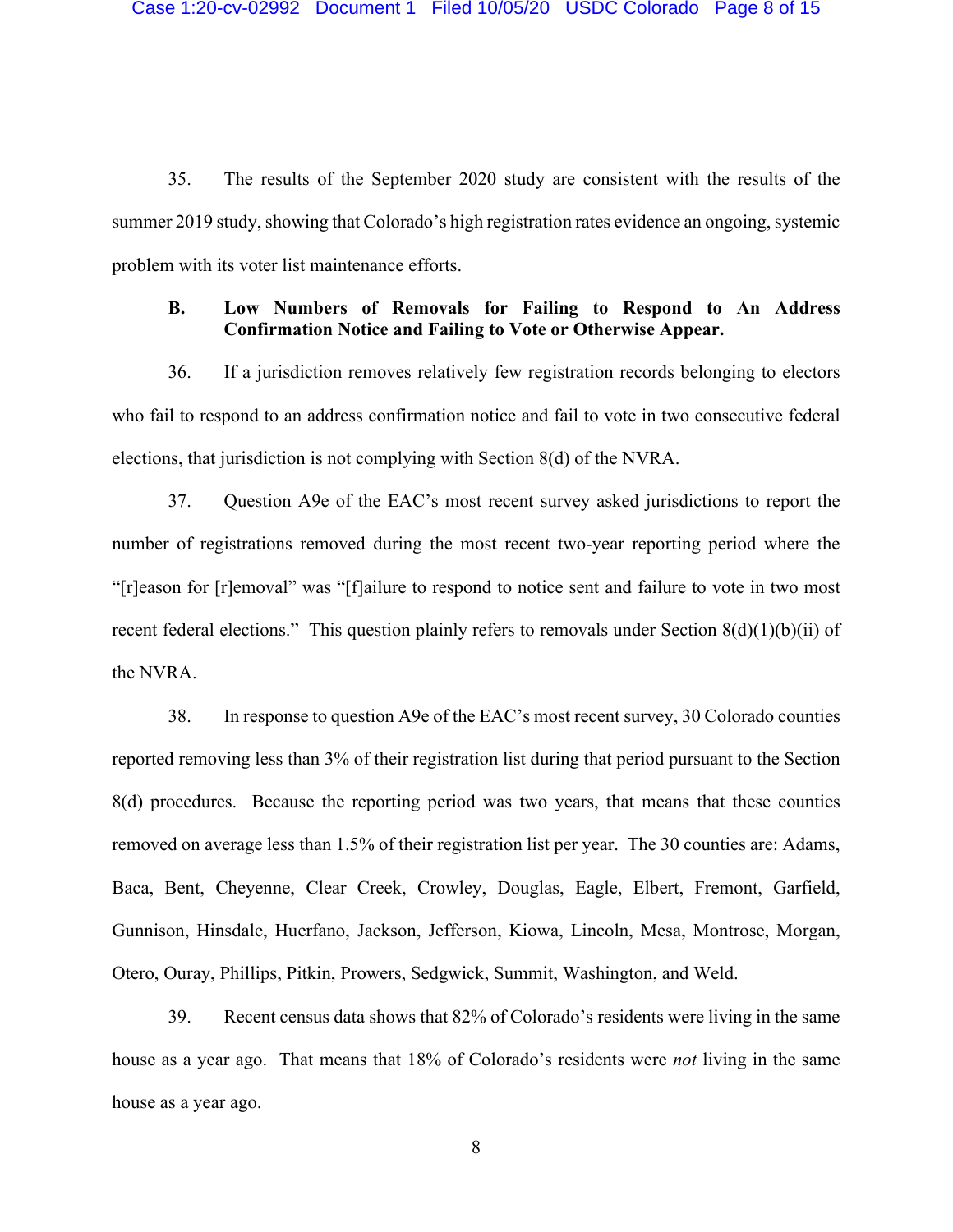35. The results of the September 2020 study are consistent with the results of the summer 2019 study, showing that Colorado's high registration rates evidence an ongoing, systemic problem with its voter list maintenance efforts.

### B. Low Numbers of Removals for Failing to Respond to An Address Confirmation Notice and Failing to Vote or Otherwise Appear.

36. If a jurisdiction removes relatively few registration records belonging to electors who fail to respond to an address confirmation notice and fail to vote in two consecutive federal elections, that jurisdiction is not complying with Section 8(d) of the NVRA.

37. Question A9e of the EAC's most recent survey asked jurisdictions to report the number of registrations removed during the most recent two-year reporting period where the "[r]eason for [r]emoval" was "[f]ailure to respond to notice sent and failure to vote in two most recent federal elections." This question plainly refers to removals under Section 8(d)(1)(b)(ii) of the NVRA.

38. In response to question A9e of the EAC's most recent survey, 30 Colorado counties reported removing less than 3% of their registration list during that period pursuant to the Section 8(d) procedures. Because the reporting period was two years, that means that these counties removed on average less than 1.5% of their registration list per year. The 30 counties are: Adams, Baca, Bent, Cheyenne, Clear Creek, Crowley, Douglas, Eagle, Elbert, Fremont, Garfield, Gunnison, Hinsdale, Huerfano, Jackson, Jefferson, Kiowa, Lincoln, Mesa, Montrose, Morgan, Otero, Ouray, Phillips, Pitkin, Prowers, Sedgwick, Summit, Washington, and Weld.

39. Recent census data shows that 82% of Colorado's residents were living in the same house as a year ago. That means that 18% of Colorado's residents were *not* living in the same house as a year ago.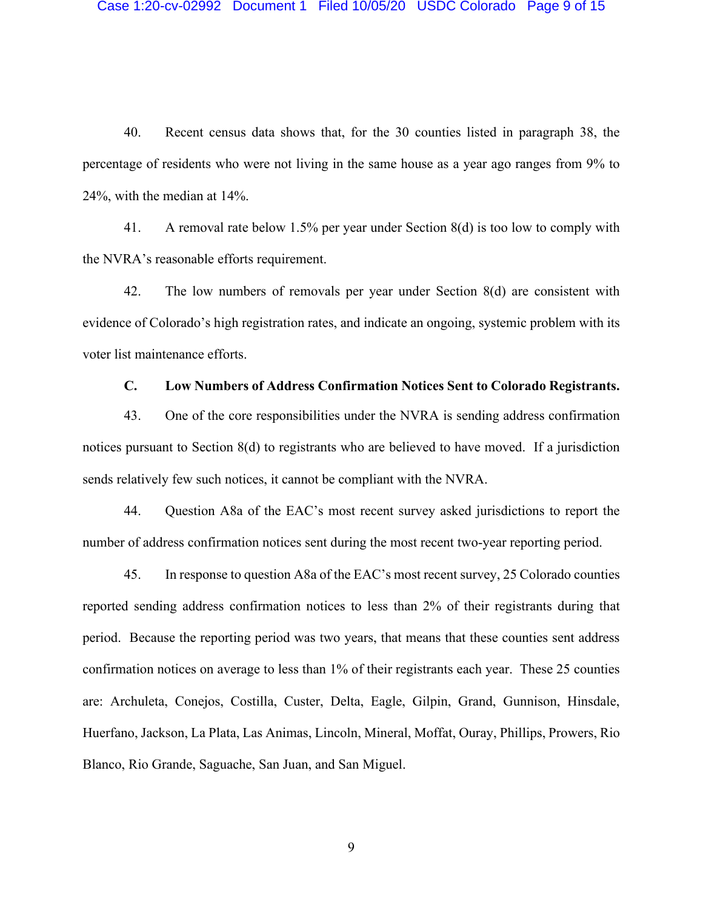40. Recent census data shows that, for the 30 counties listed in paragraph 38, the percentage of residents who were not living in the same house as a year ago ranges from 9% to 24%, with the median at 14%.

41. A removal rate below 1.5% per year under Section 8(d) is too low to comply with the NVRA's reasonable efforts requirement.

42. The low numbers of removals per year under Section 8(d) are consistent with evidence of Colorado's high registration rates, and indicate an ongoing, systemic problem with its voter list maintenance efforts.

### C. Low Numbers of Address Confirmation Notices Sent to Colorado Registrants.

43. One of the core responsibilities under the NVRA is sending address confirmation notices pursuant to Section 8(d) to registrants who are believed to have moved. If a jurisdiction sends relatively few such notices, it cannot be compliant with the NVRA.

44. Question A8a of the EAC's most recent survey asked jurisdictions to report the number of address confirmation notices sent during the most recent two-year reporting period.

45. In response to question A8a of the EAC's most recent survey, 25 Colorado counties reported sending address confirmation notices to less than 2% of their registrants during that period. Because the reporting period was two years, that means that these counties sent address confirmation notices on average to less than 1% of their registrants each year. These 25 counties are: Archuleta, Conejos, Costilla, Custer, Delta, Eagle, Gilpin, Grand, Gunnison, Hinsdale, Huerfano, Jackson, La Plata, Las Animas, Lincoln, Mineral, Moffat, Ouray, Phillips, Prowers, Rio Blanco, Rio Grande, Saguache, San Juan, and San Miguel.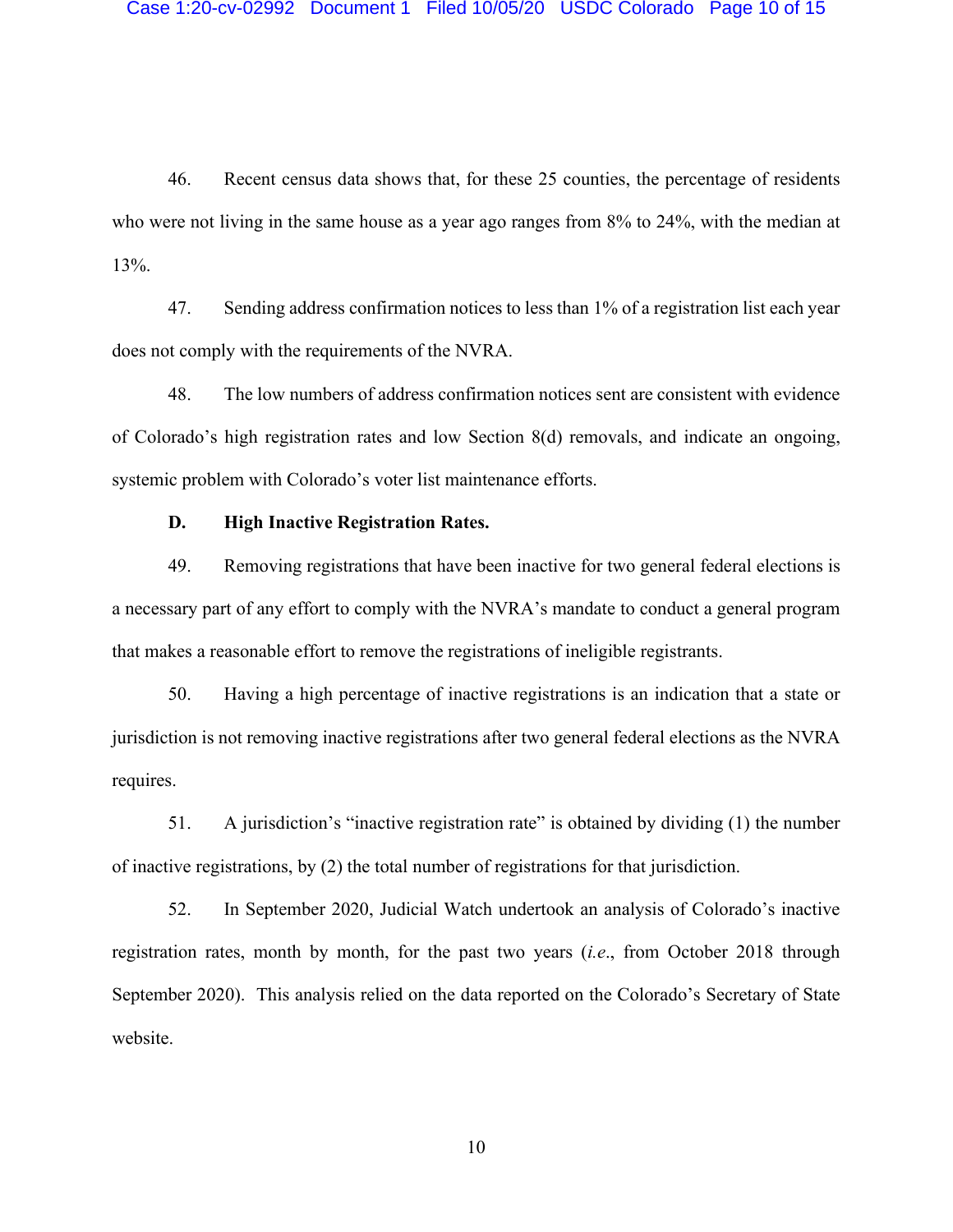46. Recent census data shows that, for these 25 counties, the percentage of residents who were not living in the same house as a year ago ranges from 8% to 24%, with the median at 13%.

47. Sending address confirmation notices to less than 1% of a registration list each year does not comply with the requirements of the NVRA.

48. The low numbers of address confirmation notices sent are consistent with evidence of Colorado's high registration rates and low Section 8(d) removals, and indicate an ongoing, systemic problem with Colorado's voter list maintenance efforts.

**D. High Inactive Registration Rates.**

49. Removing registrations that have been inactive for two general federal elections is a necessary part of any effort to comply with the NVRA's mandate to conduct a general program that makes a reasonable effort to remove the registrations of ineligible registrants.

50. Having a high percentage of inactive registrations is an indication that a state or jurisdiction is not removing inactive registrations after two general federal elections as the NVRA requires.

51. A jurisdiction's "inactive registration rate" is obtained by dividing (1) the number of inactive registrations, by (2) the total number of registrations for that jurisdiction.

52. In September 2020, Judicial Watch undertook an analysis of Colorado's inactive registration rates, month by month, for the past two years (*i.e.*, from October 2018 through September 2020). This analysis relied on the data reported on the Colorado's Secretary of State website.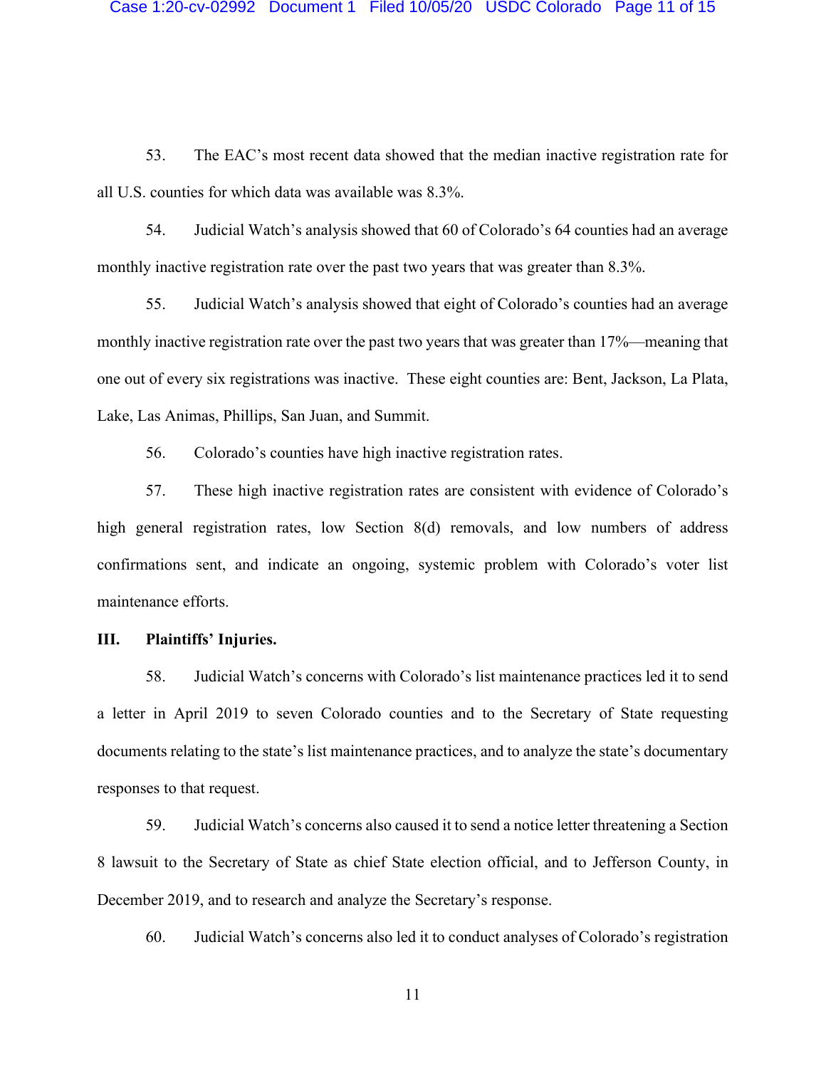53. The EAC's most recent data showed that the median inactive registration rate for all U.S. counties for which data was available was 8.3%.

54. Judicial Watch's analysis showed that 60 of Colorado's 64 counties had an average monthly inactive registration rate over the past two years that was greater than 8.3%.

55. Judicial Watch's analysis showed that eight of Colorado's counties had an average monthly inactive registration rate over the past two years that was greater than 17%—meaning that one out of every six registrations was inactive. These eight counties are: Bent, Jackson, La Plata, Lake, Las Animas, Phillips, San Juan, and Summit.

56. Colorado's counties have high inactive registration rates.

57. These high inactive registration rates are consistent with evidence of Colorado's high general registration rates, low Section 8(d) removals, and low numbers of address confirmations sent, and indicate an ongoing, systemic problem with Colorado's voter list maintenance efforts.

## III. Plaintiffs' Injuries.

58. Judicial Watch's concerns with Colorado's list maintenance practices led it to send a letter in April 2019 to seven Colorado counties and to the Secretary of State requesting documents relating to the state's list maintenance practices, and to analyze the state's documentary responses to that request.

59. Judicial Watch's concerns also caused it to send a notice letter threatening a Section 8 lawsuit to the Secretary of State as chief State election official, and to Jefferson County, in December 2019, and to research and analyze the Secretary's response.

60. Judicial Watch's concerns also led it to conduct analyses of Colorado's registration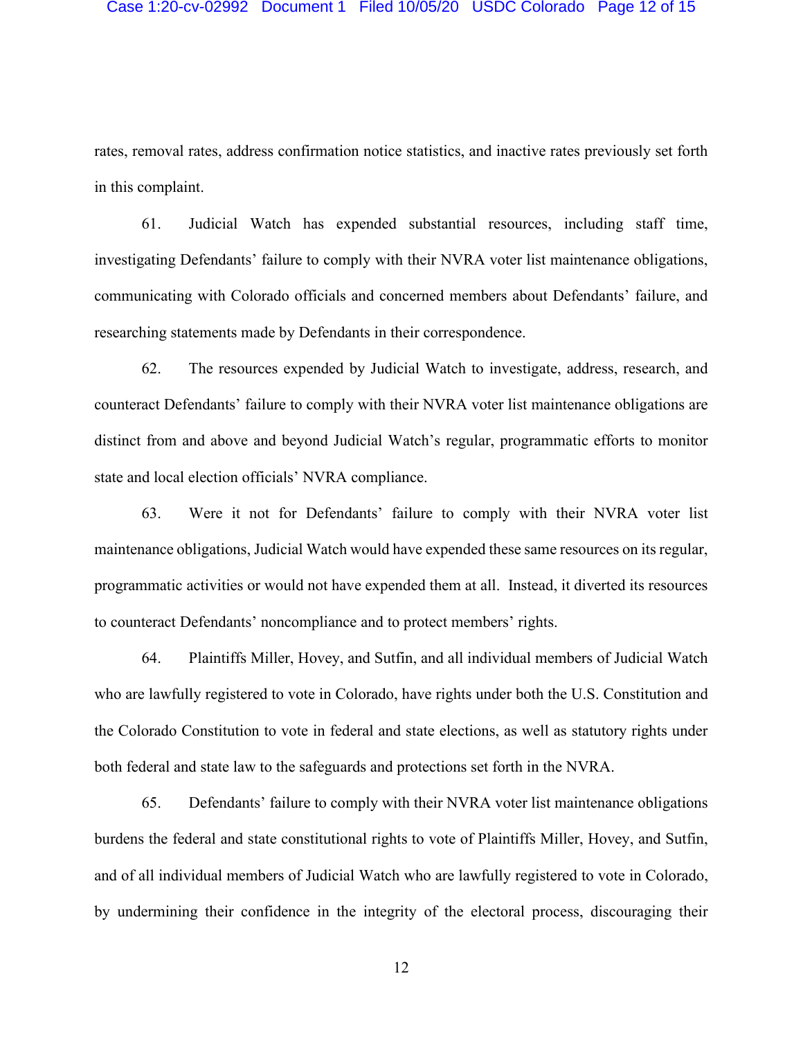rates, removal rates, address confirmation notice statistics, and inactive rates previously set forth in this complaint.

61. Judicial Watch has expended substantial resources, including staff time, investigating Defendants' failure to comply with their NVRA voter list maintenance obligations, communicating with Colorado officials and concerned members about Defendants' failure, and researching statements made by Defendants in their correspondence.

62. The resources expended by Judicial Watch to investigate, address, research, and counteract Defendants' failure to comply with their NVRA voter list maintenance obligations are distinct from and above and beyond Judicial Watch's regular, programmatic efforts to monitor state and local election officials' NVRA compliance.

63. Were it not for Defendants' failure to comply with their NVRA voter list maintenance obligations, Judicial Watch would have expended these same resources on its regular, programmatic activities or would not have expended them at all. Instead, it diverted its resources to counteract Defendants' noncompliance and to protect members' rights.

64. Plaintiffs Miller, Hovey, and Sutfin, and all individual members of Judicial Watch who are lawfully registered to vote in Colorado, have rights under both the U.S. Constitution and the Colorado Constitution to vote in federal and state elections, as well as statutory rights under both federal and state law to the safeguards and protections set forth in the NVRA.

65. Defendants' failure to comply with their NVRA voter list maintenance obligations burdens the federal and state constitutional rights to vote of Plaintiffs Miller, Hovey, and Sutfin, and of all individual members of Judicial Watch who are lawfully registered to vote in Colorado, by undermining their confidence in the integrity of the electoral process, discouraging their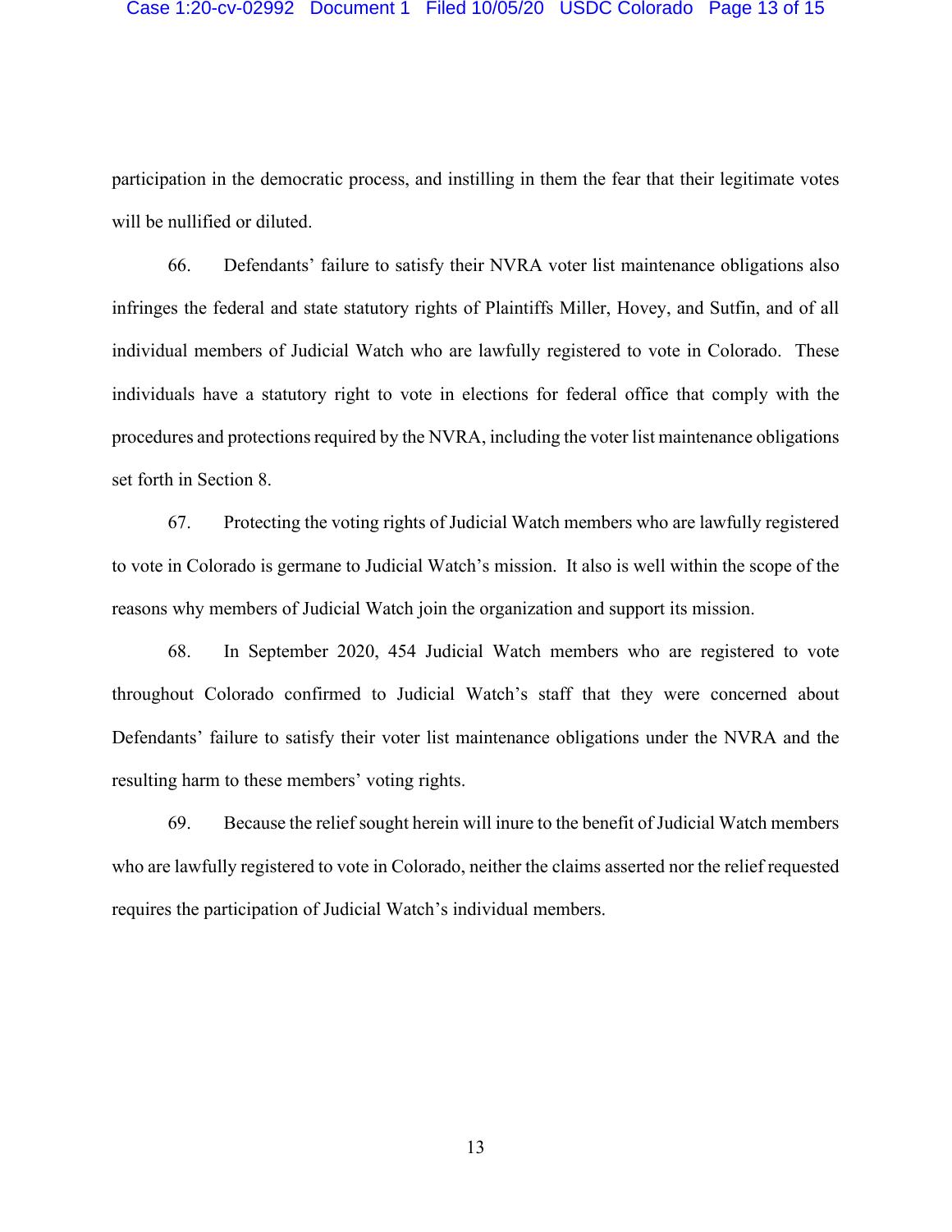participation in the democratic process, and instilling in them the fear that their legitimate votes will be nullified or diluted.

66. Defendants' failure to satisfy their NVRA voter list maintenance obligations also infringes the federal and state statutory rights of Plaintiffs Miller, Hovey, and Sutfin, and of all individual members of Judicial Watch who are lawfully registered to vote in Colorado. These individuals have a statutory right to vote in elections for federal office that comply with the procedures and protections required by the NVRA, including the voter list maintenance obligations set forth in Section 8.

67. Protecting the voting rights of Judicial Watch members who are lawfully registered to vote in Colorado is germane to Judicial Watch's mission. It also is well within the scope of the reasons why members of Judicial Watch join the organization and support its mission.

68. In September 2020, 454 Judicial Watch members who are registered to vote throughout Colorado confirmed to Judicial Watch's staff that they were concerned about Defendants' failure to satisfy their voter list maintenance obligations under the NVRA and the resulting harm to these members' voting rights.

69. Because the relief sought herein will inure to the benefit of Judicial Watch members who are lawfully registered to vote in Colorado, neither the claims asserted nor the relief requested requires the participation of Judicial Watch's individual members.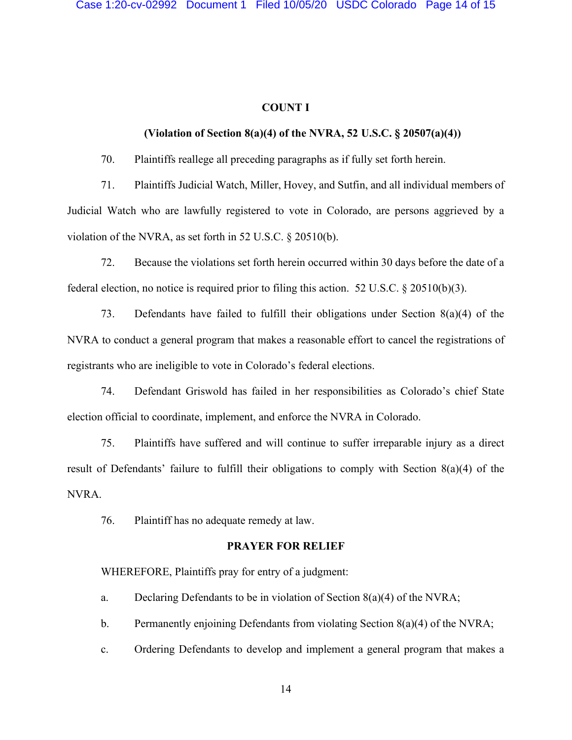**COUNT I**

**(Violation of Section 8(a)(4) of the NVRA, 52 U.S.C. § 20507(a)(4))**

70. Plaintiffs reallege all preceding paragraphs as if fully set forth herein.

71. Plaintiffs Judicial Watch, Miller, Hovey, and Sutfin, and all individual members of Judicial Watch who are lawfully registered to vote in Colorado, are persons aggrieved by a violation of the NVRA, as set forth in 52 U.S.C. § 20510(b).

72. Because the violations set forth herein occurred within 30 days before the date of a federal election, no notice is required prior to filing this action. 52 U.S.C. § 20510(b)(3).

73. Defendants have failed to fulfill their obligations under Section 8(a)(4) of the NVRA to conduct a general program that makes a reasonable effort to cancel the registrations of registrants who are ineligible to vote in Colorado's federal elections.

74. Defendant Griswold has failed in her responsibilities as Colorado's chief State election official to coordinate, implement, and enforce the NVRA in Colorado.

75. Plaintiffs have suffered and will continue to suffer irreparable injury as a direct result of Defendants' failure to fulfill their obligations to comply with Section 8(a)(4) of the NVRA.

76. Plaintiff has no adequate remedy at law.

**PRAYER FOR RELIEF**

WHEREFORE, Plaintiffs pray for entry of a judgment:

a. Declaring Defendants to be in violation of Section 8(a)(4) of the NVRA;

b. Permanently enjoining Defendants from violating Section 8(a)(4) of the NVRA;

c. Ordering Defendants to develop and implement a general program that makes a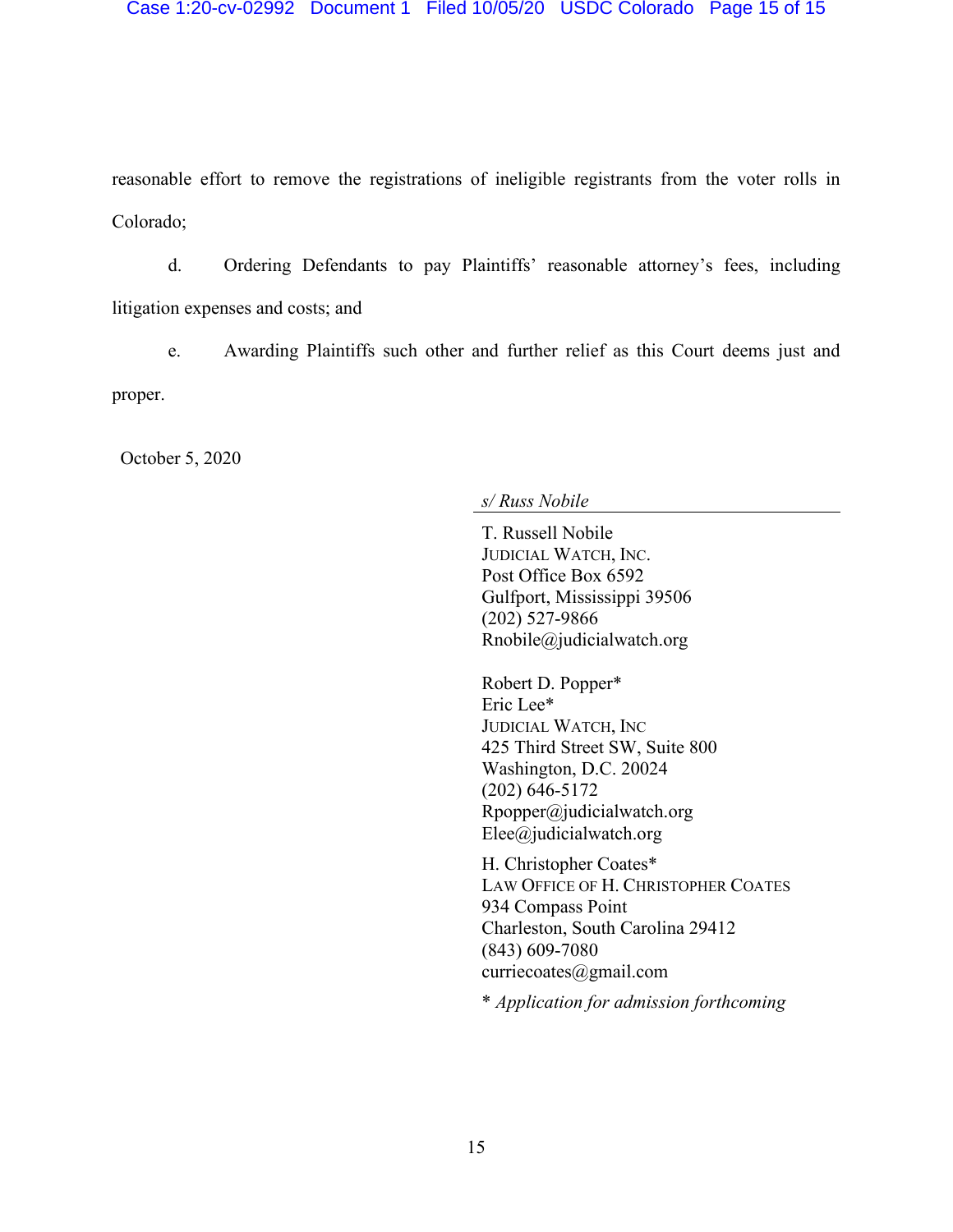reasonable effort to remove the registrations of ineligible registrants from the voter rolls in Colorado;

d. Ordering Defendants to pay Plaintiffs' reasonable attorney's fees, including litigation expenses and costs; and

e. Awarding Plaintiffs such other and further relief as this Court deems just and proper.

October 5, 2020

*s/ Russ Nobile*

T. Russell Nobile
JUDICIAL WATCH, INC.
Post Office Box 6592
Gulfport, Mississippi 39506
(202) 527-9866
Rnobile@judicialwatch.org

Robert D. Popper*
Eric Lee*
JUDICIAL WATCH, INC
425 Third Street SW, Suite 800
Washington, D.C. 20024
(202) 646-5172
Rpopper@judicialwatch.org
Elee@judicialwatch.org

H. Christopher Coates*
LAW OFFICE OF H. CHRISTOPHER COATES
934 Compass Point
Charleston, South Carolina 29412
(843) 609-7080
curriecoates@gmail.com

\* *Application for admission forthcoming*